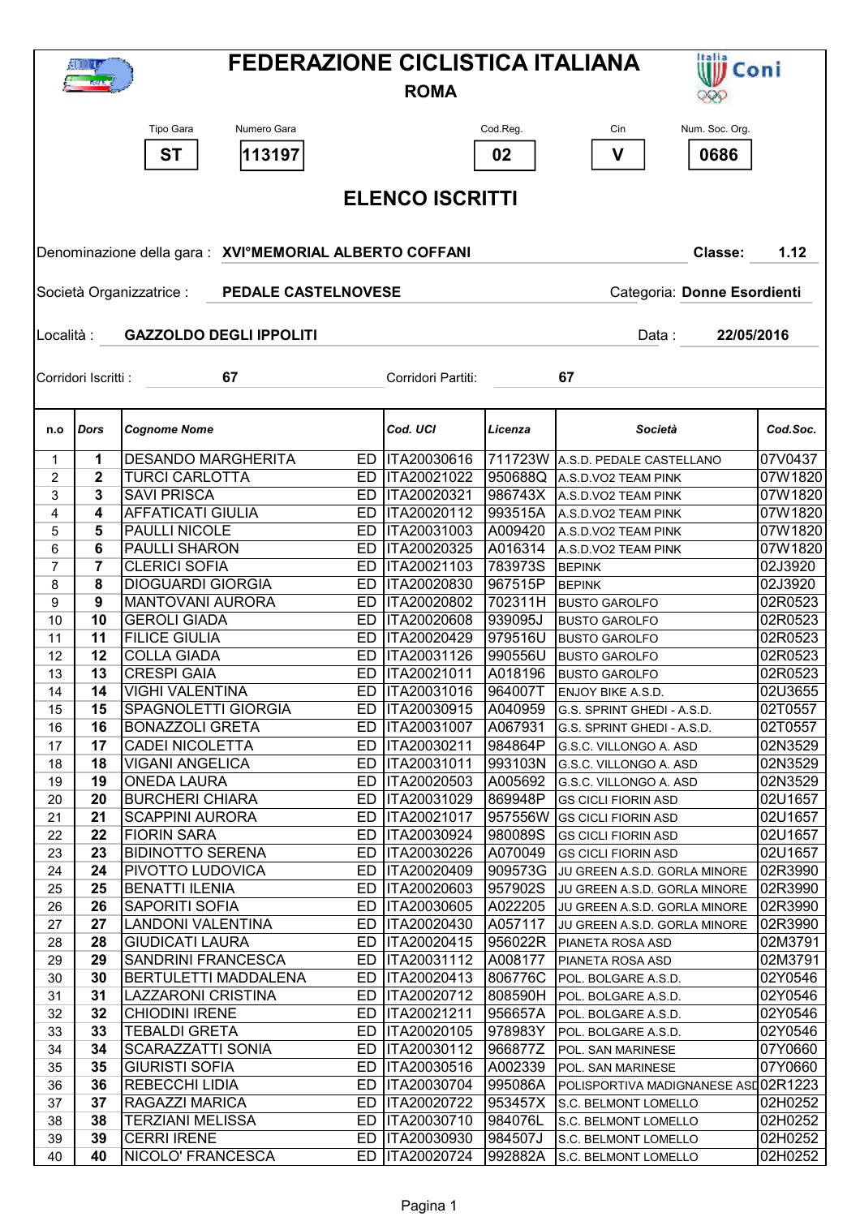# FEDERAZIONE CICLISTICA ITALIANA

**ROMA**

| Tipo Gara | Numero Gara | Cod.Reg. | Cin | Num. Soc. Org. |
|---|---|---|---|---|
| **ST** | **113197** | **02** | **V** | **0686** |

## ELENCO ISCRITTI

Denominazione della gara : **XVI°MEMORIAL ALBERTO COFFANI** **Classe: 1.12**

Società Organizzatrice : **PEDALE CASTELNOVESE** Categoria: **Donne Esordienti**

Località : **GAZZOLDO DEGLI IPPOLITI** Data : **22/05/2016**

Corridori Iscritti : **67** Corridori Partiti: **67**

| n.o | *Dors* | *Cognome Nome* | | *Cod. UCI* | *Licenza* | *Società* | *Cod.Soc.* |
|---|---|---|---|---|---|---|---|
| 1 | **1** | DESANDO MARGHERITA | ED | ITA20030616 | 711723W | A.S.D. PEDALE CASTELLANO | 07V0437 |
| 2 | **2** | TURCI CARLOTTA | ED | ITA20021022 | 950688Q | A.S.D.VO2 TEAM PINK | 07W1820 |
| 3 | **3** | SAVI PRISCA | ED | ITA20020321 | 986743X | A.S.D.VO2 TEAM PINK | 07W1820 |
| 4 | **4** | AFFATICATI GIULIA | ED | ITA20020112 | 993515A | A.S.D.VO2 TEAM PINK | 07W1820 |
| 5 | **5** | PAULLI NICOLE | ED | ITA20031003 | A009420 | A.S.D.VO2 TEAM PINK | 07W1820 |
| 6 | **6** | PAULLI SHARON | ED | ITA20020325 | A016314 | A.S.D.VO2 TEAM PINK | 07W1820 |
| 7 | **7** | CLERICI SOFIA | ED | ITA20021103 | 783973S | BEPINK | 02J3920 |
| 8 | **8** | DIOGUARDI GIORGIA | ED | ITA20020830 | 967515P | BEPINK | 02J3920 |
| 9 | **9** | MANTOVANI AURORA | ED | ITA20020802 | 702311H | BUSTO GAROLFO | 02R0523 |
| 10 | **10** | GEROLI GIADA | ED | ITA20020608 | 939095J | BUSTO GAROLFO | 02R0523 |
| 11 | **11** | FILICE GIULIA | ED | ITA20020429 | 979516U | BUSTO GAROLFO | 02R0523 |
| 12 | **12** | COLLA GIADA | ED | ITA20031126 | 990556U | BUSTO GAROLFO | 02R0523 |
| 13 | **13** | CRESPI GAIA | ED | ITA20021011 | A018196 | BUSTO GAROLFO | 02R0523 |
| 14 | **14** | VIGHI VALENTINA | ED | ITA20031016 | 964007T | ENJOY BIKE A.S.D. | 02U3655 |
| 15 | **15** | SPAGNOLETTI GIORGIA | ED | ITA20030915 | A040959 | G.S. SPRINT GHEDI - A.S.D. | 02T0557 |
| 16 | **16** | BONAZZOLI GRETA | ED | ITA20031007 | A067931 | G.S. SPRINT GHEDI - A.S.D. | 02T0557 |
| 17 | **17** | CADEI NICOLETTA | ED | ITA20030211 | 984864P | G.S.C. VILLONGO A. ASD | 02N3529 |
| 18 | **18** | VIGANI ANGELICA | ED | ITA20031011 | 993103N | G.S.C. VILLONGO A. ASD | 02N3529 |
| 19 | **19** | ONEDA LAURA | ED | ITA20020503 | A005692 | G.S.C. VILLONGO A. ASD | 02N3529 |
| 20 | **20** | BURCHERI CHIARA | ED | ITA20031029 | 869948P | GS CICLI FIORIN ASD | 02U1657 |
| 21 | **21** | SCAPPINI AURORA | ED | ITA20021017 | 957556W | GS CICLI FIORIN ASD | 02U1657 |
| 22 | **22** | FIORIN SARA | ED | ITA20030924 | 980089S | GS CICLI FIORIN ASD | 02U1657 |
| 23 | **23** | BIDINOTTO SERENA | ED | ITA20030226 | A070049 | GS CICLI FIORIN ASD | 02U1657 |
| 24 | **24** | PIVOTTO LUDOVICA | ED | ITA20020409 | 909573G | JU GREEN A.S.D. GORLA MINORE | 02R3990 |
| 25 | **25** | BENATTI ILENIA | ED | ITA20020603 | 957902S | JU GREEN A.S.D. GORLA MINORE | 02R3990 |
| 26 | **26** | SAPORITI SOFIA | ED | ITA20030605 | A022205 | JU GREEN A.S.D. GORLA MINORE | 02R3990 |
| 27 | **27** | LANDONI VALENTINA | ED | ITA20020430 | A057117 | JU GREEN A.S.D. GORLA MINORE | 02R3990 |
| 28 | **28** | GIUDICATI LAURA | ED | ITA20020415 | 956022R | PIANETA ROSA ASD | 02M3791 |
| 29 | **29** | SANDRINI FRANCESCA | ED | ITA20031112 | A008177 | PIANETA ROSA ASD | 02M3791 |
| 30 | **30** | BERTULETTI MADDALENA | ED | ITA20020413 | 806776C | POL. BOLGARE A.S.D. | 02Y0546 |
| 31 | **31** | LAZZARONI CRISTINA | ED | ITA20020712 | 808590H | POL. BOLGARE A.S.D. | 02Y0546 |
| 32 | **32** | CHIODINI IRENE | ED | ITA20021211 | 956657A | POL. BOLGARE A.S.D. | 02Y0546 |
| 33 | **33** | TEBALDI GRETA | ED | ITA20020105 | 978983Y | POL. BOLGARE A.S.D. | 02Y0546 |
| 34 | **34** | SCARAZZATTI SONIA | ED | ITA20030112 | 966877Z | POL. SAN MARINESE | 07Y0660 |
| 35 | **35** | GIURISTI SOFIA | ED | ITA20030516 | A002339 | POL. SAN MARINESE | 07Y0660 |
| 36 | **36** | REBECCHI LIDIA | ED | ITA20030704 | 995086A | POLISPORTIVA MADIGNANESE ASD | 02R1223 |
| 37 | **37** | RAGAZZI MARICA | ED | ITA20020722 | 953457X | S.C. BELMONT LOMELLO | 02H0252 |
| 38 | **38** | TERZIANI MELISSA | ED | ITA20030710 | 984076L | S.C. BELMONT LOMELLO | 02H0252 |
| 39 | **39** | CERRI IRENE | ED | ITA20030930 | 984507J | S.C. BELMONT LOMELLO | 02H0252 |
| 40 | **40** | NICOLO' FRANCESCA | ED | ITA20020724 | 992882A | S.C. BELMONT LOMELLO | 02H0252 |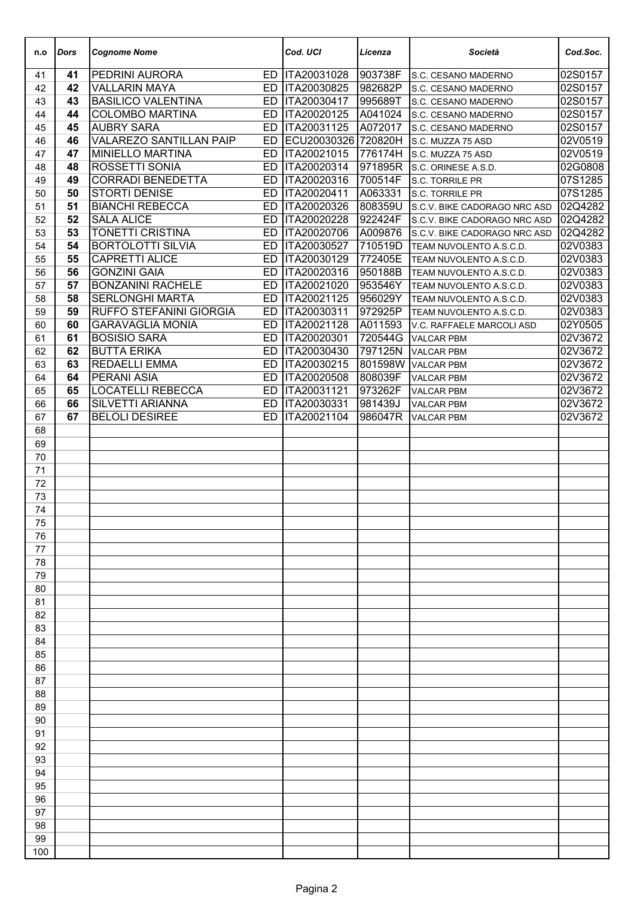| n.o | Dors | Cognome Nome | | Cod. UCI | Licenza | Società | Cod.Soc. |
|---|---|---|---|---|---|---|---|
| 41 | **41** | PEDRINI AURORA | ED | ITA20031028 | 903738F | S.C. CESANO MADERNO | 02S0157 |
| 42 | **42** | VALLARIN MAYA | ED | ITA20030825 | 982682P | S.C. CESANO MADERNO | 02S0157 |
| 43 | **43** | BASILICO VALENTINA | ED | ITA20030417 | 995689T | S.C. CESANO MADERNO | 02S0157 |
| 44 | **44** | COLOMBO MARTINA | ED | ITA20020125 | A041024 | S.C. CESANO MADERNO | 02S0157 |
| 45 | **45** | AUBRY SARA | ED | ITA20031125 | A072017 | S.C. CESANO MADERNO | 02S0157 |
| 46 | **46** | VALAREZO SANTILLAN PAIP | ED | ECU20030326 | 720820H | S.C. MUZZA 75 ASD | 02V0519 |
| 47 | **47** | MINIELLO MARTINA | ED | ITA20021015 | 776174H | S.C. MUZZA 75 ASD | 02V0519 |
| 48 | **48** | ROSSETTI SONIA | ED | ITA20020314 | 971895R | S.C. ORINESE A.S.D. | 02G0808 |
| 49 | **49** | CORRADI BENEDETTA | ED | ITA20020316 | 700514F | S.C. TORRILE PR | 07S1285 |
| 50 | **50** | STORTI DENISE | ED | ITA20020411 | A063331 | S.C. TORRILE PR | 07S1285 |
| 51 | **51** | BIANCHI REBECCA | ED | ITA20020326 | 808359U | S.C.V. BIKE CADORAGO NRC ASD | 02Q4282 |
| 52 | **52** | SALA ALICE | ED | ITA20020228 | 922424F | S.C.V. BIKE CADORAGO NRC ASD | 02Q4282 |
| 53 | **53** | TONETTI CRISTINA | ED | ITA20020706 | A009876 | S.C.V. BIKE CADORAGO NRC ASD | 02Q4282 |
| 54 | **54** | BORTOLOTTI SILVIA | ED | ITA20030527 | 710519D | TEAM NUVOLENTO A.S.C.D. | 02V0383 |
| 55 | **55** | CAPRETTI ALICE | ED | ITA20030129 | 772405E | TEAM NUVOLENTO A.S.C.D. | 02V0383 |
| 56 | **56** | GONZINI GAIA | ED | ITA20020316 | 950188B | TEAM NUVOLENTO A.S.C.D. | 02V0383 |
| 57 | **57** | BONZANINI RACHELE | ED | ITA20021020 | 953546Y | TEAM NUVOLENTO A.S.C.D. | 02V0383 |
| 58 | **58** | SERLONGHI MARTA | ED | ITA20021125 | 956029Y | TEAM NUVOLENTO A.S.C.D. | 02V0383 |
| 59 | **59** | RUFFO STEFANINI GIORGIA | ED | ITA20030311 | 972925P | TEAM NUVOLENTO A.S.C.D. | 02V0383 |
| 60 | **60** | GARAVAGLIA MONIA | ED | ITA20021128 | A011593 | V.C. RAFFAELE MARCOLI ASD | 02Y0505 |
| 61 | **61** | BOSISIO SARA | ED | ITA20020301 | 720544G | VALCAR PBM | 02V3672 |
| 62 | **62** | BUTTA ERIKA | ED | ITA20030430 | 797125N | VALCAR PBM | 02V3672 |
| 63 | **63** | REDAELLI EMMA | ED | ITA20030215 | 801598W | VALCAR PBM | 02V3672 |
| 64 | **64** | PERANI ASIA | ED | ITA20020508 | 808039F | VALCAR PBM | 02V3672 |
| 65 | **65** | LOCATELLI REBECCA | ED | ITA20031121 | 973262F | VALCAR PBM | 02V3672 |
| 66 | **66** | SILVETTI ARIANNA | ED | ITA20030331 | 981439J | VALCAR PBM | 02V3672 |
| 67 | **67** | BELOLI DESIREE | ED | ITA20021104 | 986047R | VALCAR PBM | 02V3672 |
| 68 | | | | | | | |
| 69 | | | | | | | |
| 70 | | | | | | | |
| 71 | | | | | | | |
| 72 | | | | | | | |
| 73 | | | | | | | |
| 74 | | | | | | | |
| 75 | | | | | | | |
| 76 | | | | | | | |
| 77 | | | | | | | |
| 78 | | | | | | | |
| 79 | | | | | | | |
| 80 | | | | | | | |
| 81 | | | | | | | |
| 82 | | | | | | | |
| 83 | | | | | | | |
| 84 | | | | | | | |
| 85 | | | | | | | |
| 86 | | | | | | | |
| 87 | | | | | | | |
| 88 | | | | | | | |
| 89 | | | | | | | |
| 90 | | | | | | | |
| 91 | | | | | | | |
| 92 | | | | | | | |
| 93 | | | | | | | |
| 94 | | | | | | | |
| 95 | | | | | | | |
| 96 | | | | | | | |
| 97 | | | | | | | |
| 98 | | | | | | | |
| 99 | | | | | | | |
| 100 | | | | | | | |